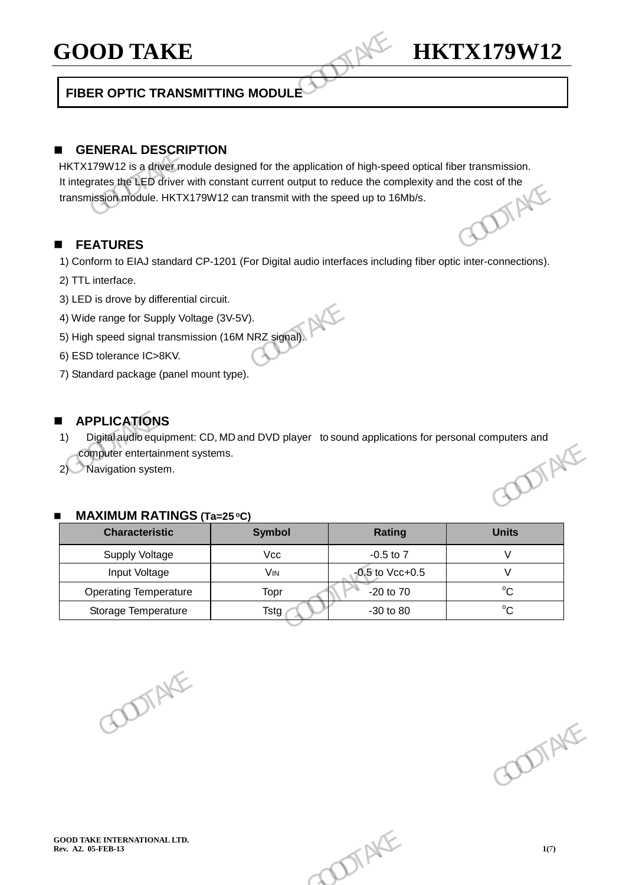# GOOD TAKE HKTX179W12

**FIBER OPTIC TRANSMITTING MODULE**

## ■ GENERAL DESCRIPTION

HKTX179W12 is a driver module designed for the application of high-speed optical fiber transmission. It integrates the LED driver with constant current output to reduce the complexity and the cost of the transmission module. HKTX179W12 can transmit with the speed up to 16Mb/s.

## ■ FEATURES

1) Conform to EIAJ standard CP-1201 (For Digital audio interfaces including fiber optic inter-connections).
2) TTL interface.
3) LED is drove by differential circuit.
4) Wide range for Supply Voltage (3V-5V).
5) High speed signal transmission (16M NRZ signal).
6) ESD tolerance IC>8KV.
7) Standard package (panel mount type).

## ■ APPLICATIONS

1) Digital audio equipment: CD, MD and DVD player to sound applications for personal computers and computer entertainment systems.
2) Navigation system.

## ■ MAXIMUM RATINGS (Ta=25 °C)

| Characteristic | Symbol | Rating | Units |
| --- | --- | --- | --- |
| Supply Voltage | Vcc | -0.5 to 7 | V |
| Input Voltage | $V_{IN}$ | -0.5 to Vcc+0.5 | V |
| Operating Temperature | Topr | -20 to 70 | °C |
| Storage Temperature | Tstg | -30 to 80 | °C |

GOOD TAKE INTERNATIONAL LTD.
Rev. A2. 05-FEB-13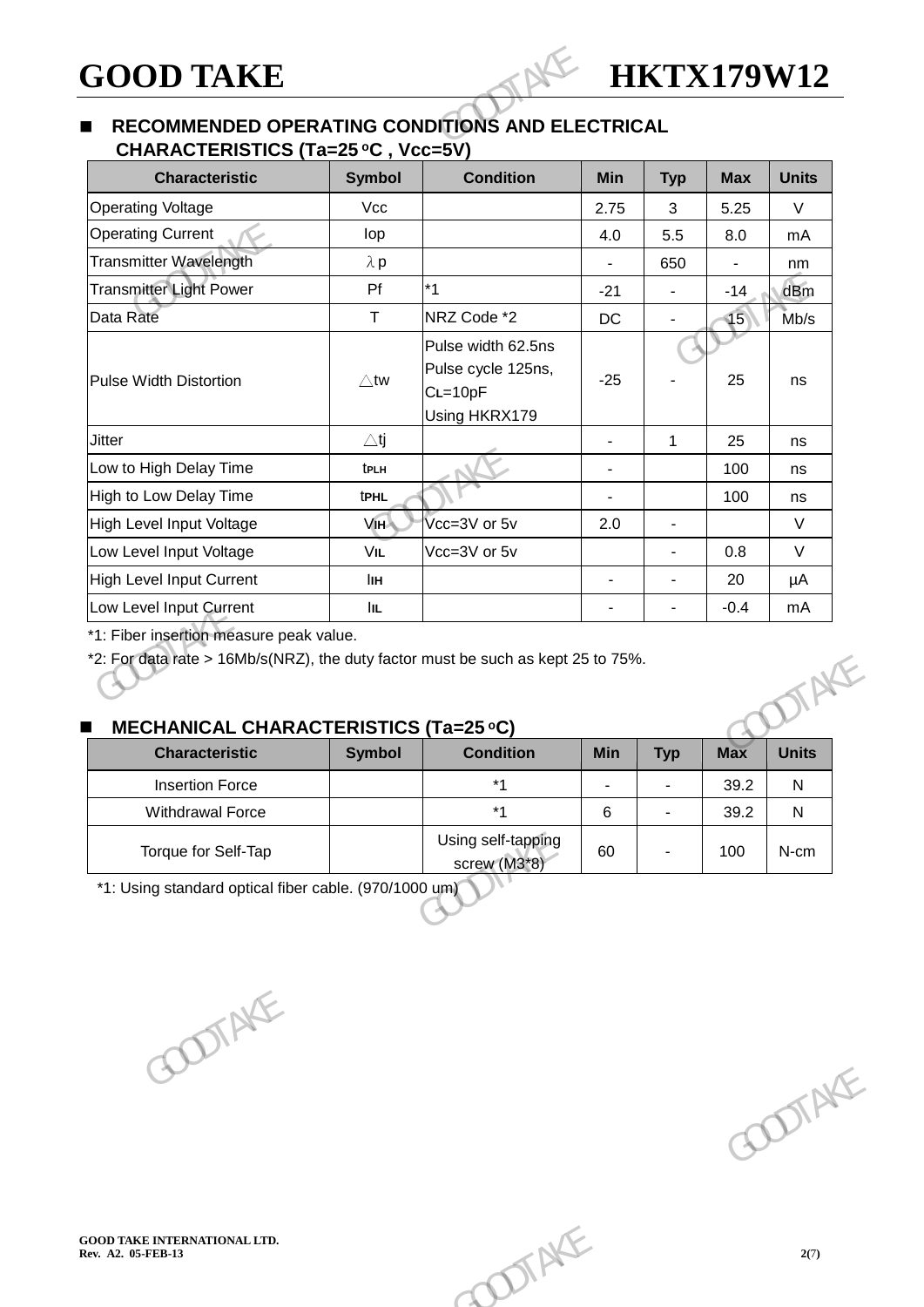## RECOMMENDED OPERATING CONDITIONS AND ELECTRICAL CHARACTERISTICS (Ta=25 °C , Vcc=5V)

| Characteristic | Symbol | Condition | Min | Typ | Max | Units |
|---|---|---|---|---|---|---|
| Operating Voltage | Vcc | | 2.75 | 3 | 5.25 | V |
| Operating Current | Iop | | 4.0 | 5.5 | 8.0 | mA |
| Transmitter Wavelength | λp | | - | 650 | - | nm |
| Transmitter Light Power | Pf | *1 | -21 | - | -14 | dBm |
| Data Rate | T | NRZ Code *2 | DC | - | 15 | Mb/s |
| Pulse Width Distortion | △tw | Pulse width 62.5ns Pulse cycle 125ns, $C_L$=10pF Using HKRX179 | -25 | - | 25 | ns |
| Jitter | △tj | | - | 1 | 25 | ns |
| Low to High Delay Time | $t_{PLH}$ | | - | | 100 | ns |
| High to Low Delay Time | $t_{PHL}$ | | - | | 100 | ns |
| High Level Input Voltage | $V_{IH}$ | Vcc=3V or 5v | 2.0 | - | | V |
| Low Level Input Voltage | $V_{IL}$ | Vcc=3V or 5v | | - | 0.8 | V |
| High Level Input Current | $I_{IH}$ | | - | - | 20 | μA |
| Low Level Input Current | $I_{IL}$ | | - | - | -0.4 | mA |

*1: Fiber insertion measure peak value.

*2: For data rate > 16Mb/s(NRZ), the duty factor must be such as kept 25 to 75%.

## MECHANICAL CHARACTERISTICS (Ta=25 °C)

| Characteristic | Symbol | Condition | Min | Typ | Max | Units |
|---|---|---|---|---|---|---|
| Insertion Force | | *1 | - | - | 39.2 | N |
| Withdrawal Force | | *1 | 6 | - | 39.2 | N |
| Torque for Self-Tap | | Using self-tapping screw (M3*8) | 60 | - | 100 | N-cm |

*1: Using standard optical fiber cable. (970/1000 um)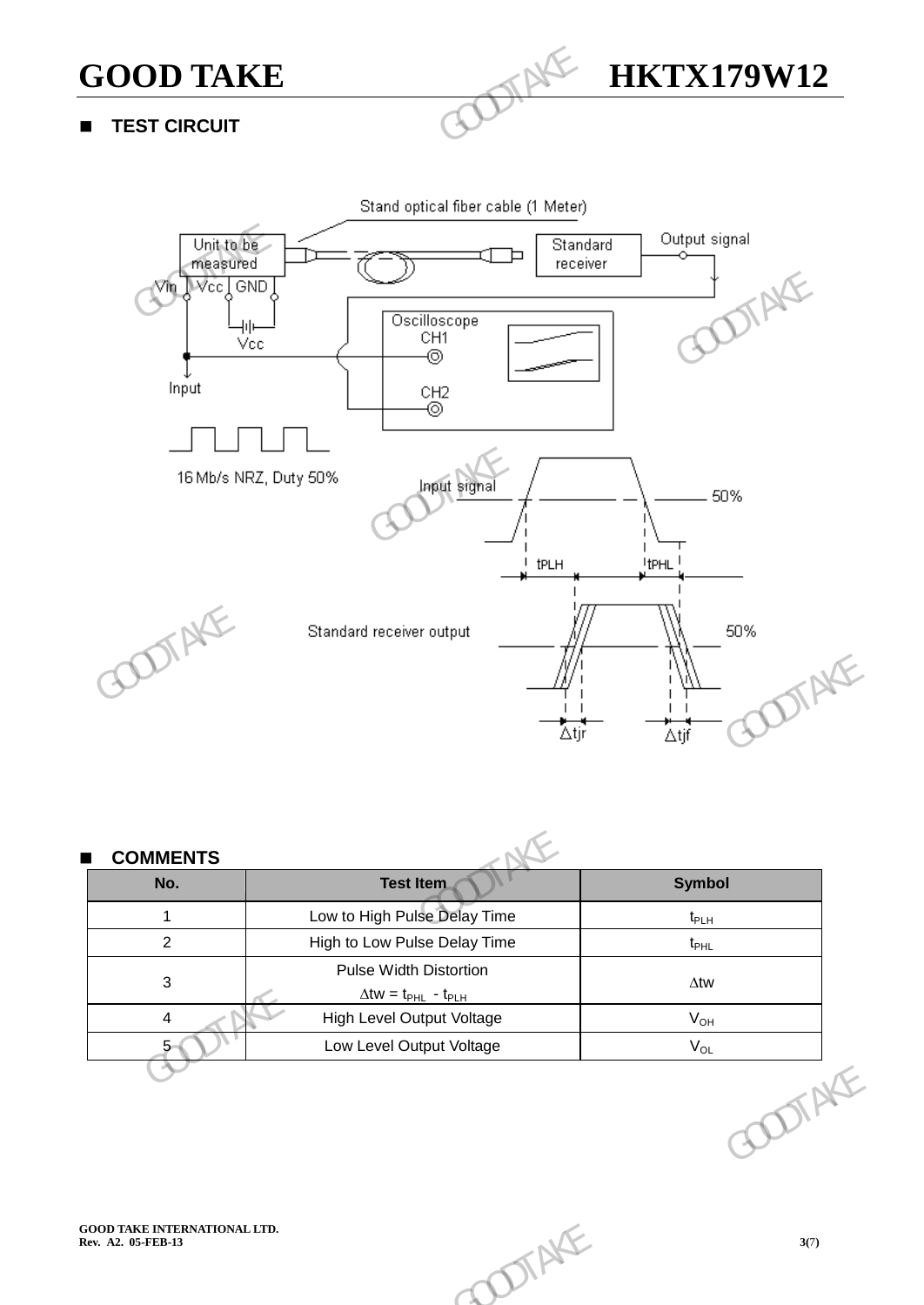## TEST CIRCUIT

Stand optical fiber cable (1 Meter)

Unit to be measured

Vin Vcc GND

Vcc

Input

Standard receiver

Output signal

Oscilloscope

CH1

CH2

16 Mb/s NRZ, Duty 50%

Input signal

50%

tPLH

tPHL

Standard receiver output

50%

Δtjr

Δtjf

## COMMENTS

| No. | Test Item | Symbol |
|---|---|---|
| 1 | Low to High Pulse Delay Time | $t_{PLH}$ |
| 2 | High to Low Pulse Delay Time | $t_{PHL}$ |
| 3 | Pulse Width Distortion $\Delta tw = t_{PHL} - t_{PLH}$ | $\Delta tw$ |
| 4 | High Level Output Voltage | $V_{OH}$ |
| 5 | Low Level Output Voltage | $V_{OL}$ |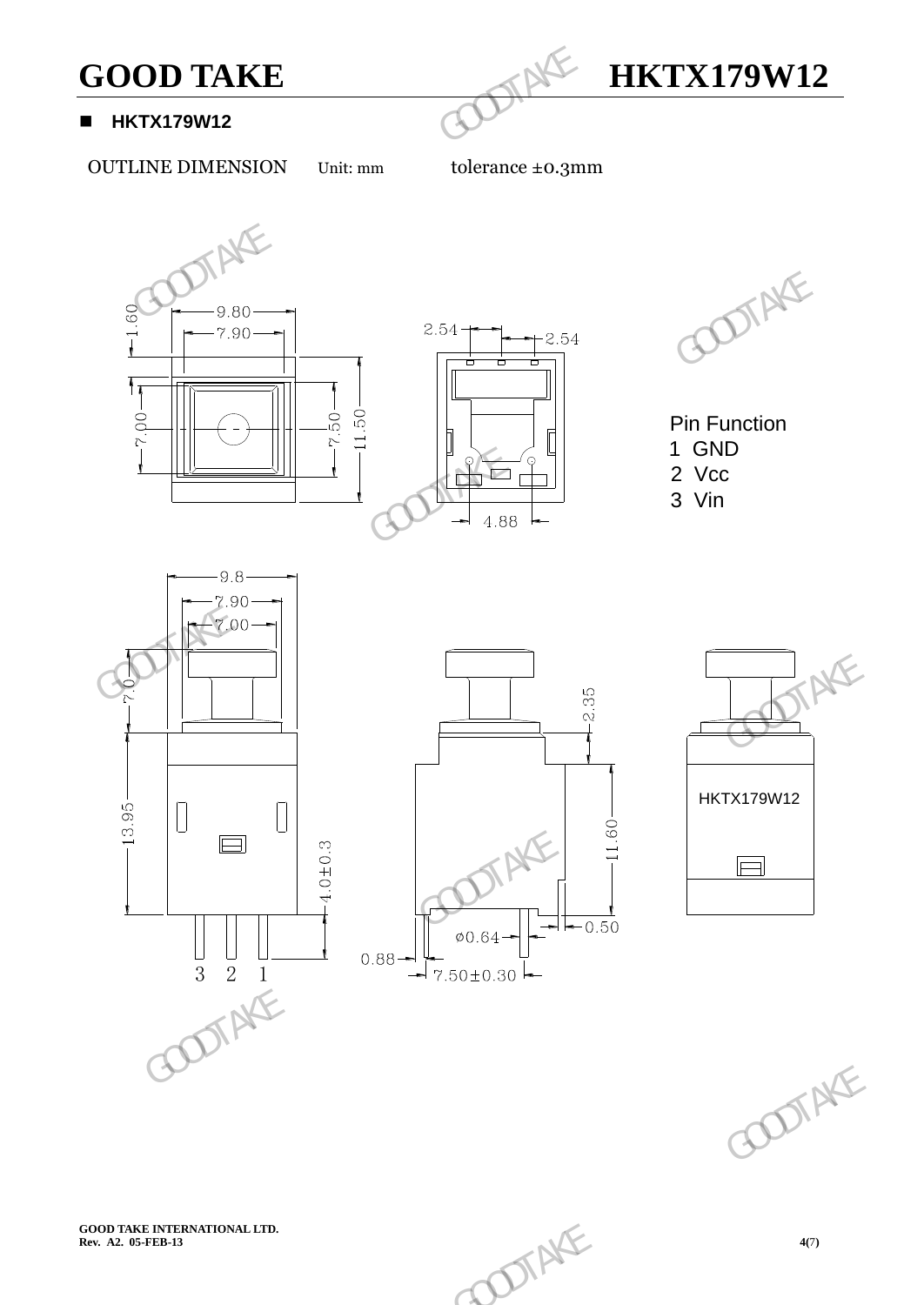## HKTX179W12

OUTLINE DIMENSION Unit: mm tolerance ±0.3mm

9.80
7.90
1.60
7.00
7.50
11.50
2.54
2.54
4.88

Pin Function

1 GND

2 Vcc

3 Vin

9.8
7.90
7.00
7.0
13.95
4.0±0.3
3 2 1
2.35
11.60
ø0.64
0.50
0.88
7.50±0.30

HKTX179W12

GOOD TAKE INTERNATIONAL LTD.
Rev. A2. 05-FEB-13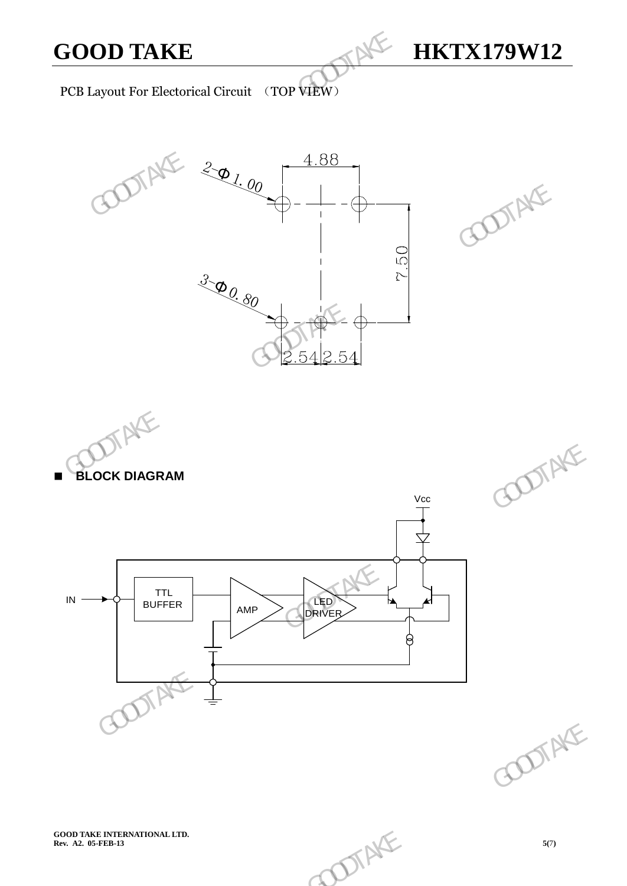PCB Layout For Electorical Circuit （TOP VIEW）

2-Φ1.00

4.88

7.50

3-Φ0.80

2.54 2.54

## ■ BLOCK DIAGRAM

Vcc

IN

TTL BUFFER

AMP

LED DRIVER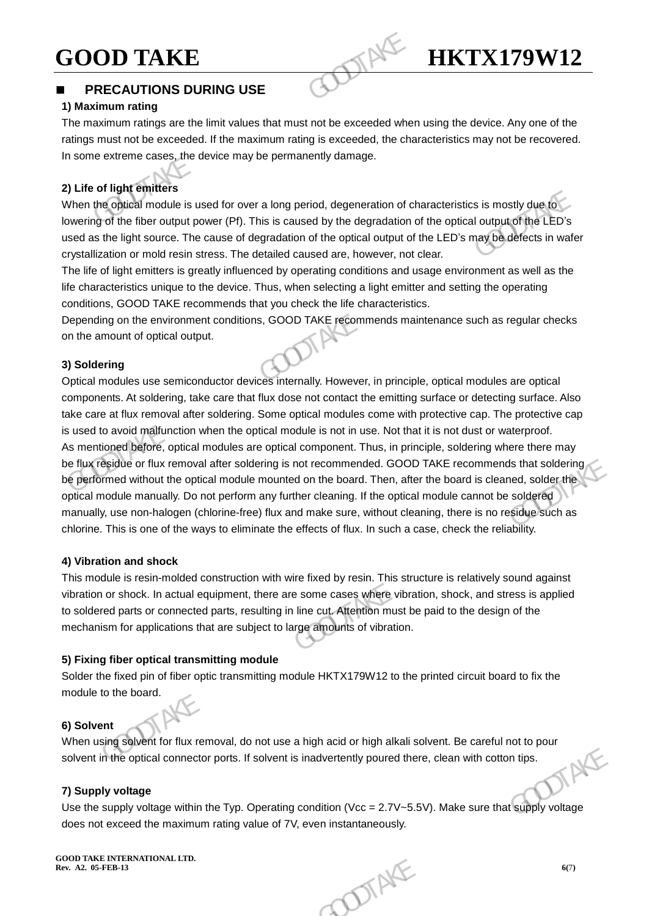## ■ PRECAUTIONS DURING USE

**1) Maximum rating**

The maximum ratings are the limit values that must not be exceeded when using the device. Any one of the ratings must not be exceeded. If the maximum rating is exceeded, the characteristics may not be recovered. In some extreme cases, the device may be permanently damage.

**2) Life of light emitters**

When the optical module is used for over a long period, degeneration of characteristics is mostly due to lowering of the fiber output power (Pf). This is caused by the degradation of the optical output of the LED's used as the light source. The cause of degradation of the optical output of the LED's may be defects in wafer crystallization or mold resin stress. The detailed caused are, however, not clear.

The life of light emitters is greatly influenced by operating conditions and usage environment as well as the life characteristics unique to the device. Thus, when selecting a light emitter and setting the operating conditions, GOOD TAKE recommends that you check the life characteristics.

Depending on the environment conditions, GOOD TAKE recommends maintenance such as regular checks on the amount of optical output.

**3) Soldering**

Optical modules use semiconductor devices internally. However, in principle, optical modules are optical components. At soldering, take care that flux dose not contact the emitting surface or detecting surface. Also take care at flux removal after soldering. Some optical modules come with protective cap. The protective cap is used to avoid malfunction when the optical module is not in use. Not that it is not dust or waterproof.

As mentioned before, optical modules are optical component. Thus, in principle, soldering where there may be flux residue or flux removal after soldering is not recommended. GOOD TAKE recommends that soldering be performed without the optical module mounted on the board. Then, after the board is cleaned, solder the optical module manually. Do not perform any further cleaning. If the optical module cannot be soldered manually, use non-halogen (chlorine-free) flux and make sure, without cleaning, there is no residue such as chlorine. This is one of the ways to eliminate the effects of flux. In such a case, check the reliability.

**4) Vibration and shock**

This module is resin-molded construction with wire fixed by resin. This structure is relatively sound against vibration or shock. In actual equipment, there are some cases where vibration, shock, and stress is applied to soldered parts or connected parts, resulting in line cut. Attention must be paid to the design of the mechanism for applications that are subject to large amounts of vibration.

**5) Fixing fiber optical transmitting module**

Solder the fixed pin of fiber optic transmitting module HKTX179W12 to the printed circuit board to fix the module to the board.

**6) Solvent**

When using solvent for flux removal, do not use a high acid or high alkali solvent. Be careful not to pour solvent in the optical connector ports. If solvent is inadvertently poured there, clean with cotton tips.

**7) Supply voltage**

Use the supply voltage within the Typ. Operating condition (Vcc = 2.7V~5.5V). Make sure that supply voltage does not exceed the maximum rating value of 7V, even instantaneously.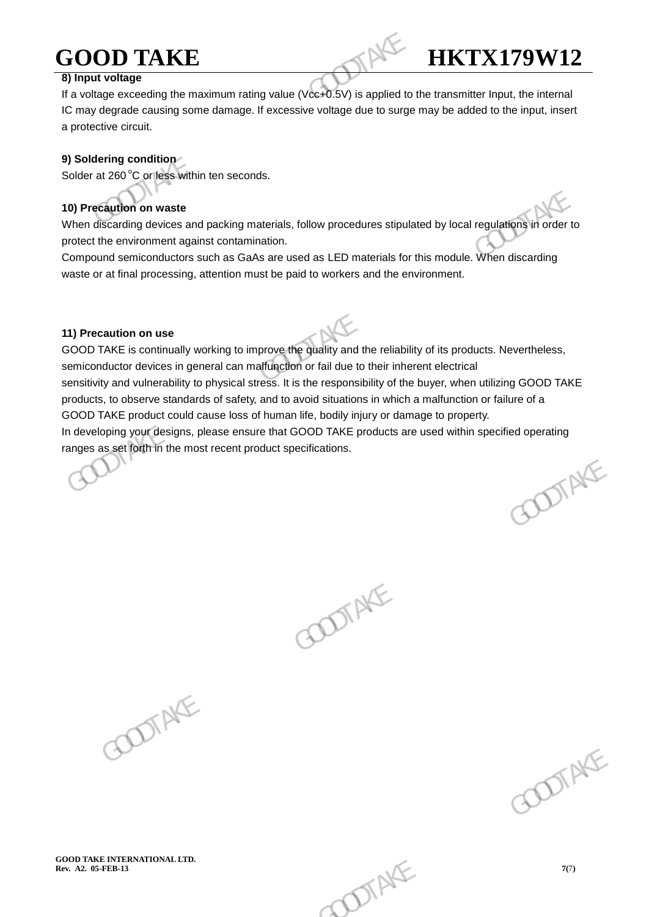#### 8) Input voltage

If a voltage exceeding the maximum rating value (Vcc+0.5V) is applied to the transmitter Input, the internal IC may degrade causing some damage. If excessive voltage due to surge may be added to the input, insert a protective circuit.

#### 9) Soldering condition

Solder at 260 $^{o}$C or less within ten seconds.

#### 10) Precaution on waste

When discarding devices and packing materials, follow procedures stipulated by local regulations in order to protect the environment against contamination.

Compound semiconductors such as GaAs are used as LED materials for this module. When discarding waste or at final processing, attention must be paid to workers and the environment.

#### 11) Precaution on use

GOOD TAKE is continually working to improve the quality and the reliability of its products. Nevertheless, semiconductor devices in general can malfunction or fail due to their inherent electrical sensitivity and vulnerability to physical stress. It is the responsibility of the buyer, when utilizing GOOD TAKE products, to observe standards of safety, and to avoid situations in which a malfunction or failure of a GOOD TAKE product could cause loss of human life, bodily injury or damage to property.

In developing your designs, please ensure that GOOD TAKE products are used within specified operating ranges as set forth in the most recent product specifications.